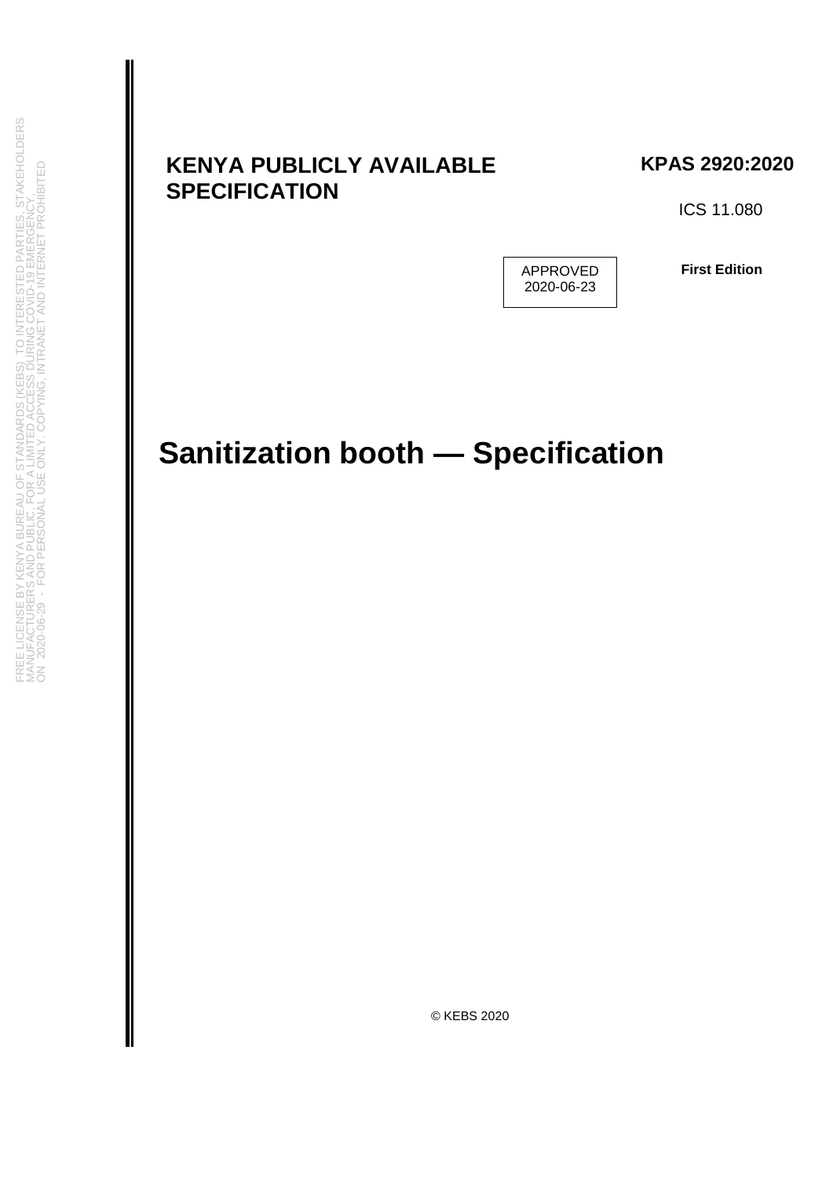**KENYA PUBLICLY AVAILABLE SPECIFICATION**

**KPAS 2920:2020**

ICS 11.080

APPROVED
2020-06-23

**First Edition**

FREE LICENSE BY KENYA BUREAU OF STANDARDS (KEBS) TO INTERESTED PARTIES, STAKEHOLDERS MANUFACTURERS AND PUBLIC, FOR A LIMITED ACCESS DURING COVID-19 EMERGENCY ON 2020-06-29 - FOR PERSONAL USE ONLY. COPYING, INTRANET AND INTERNET PROHIBITED

# Sanitization booth — Specification

© KEBS 2020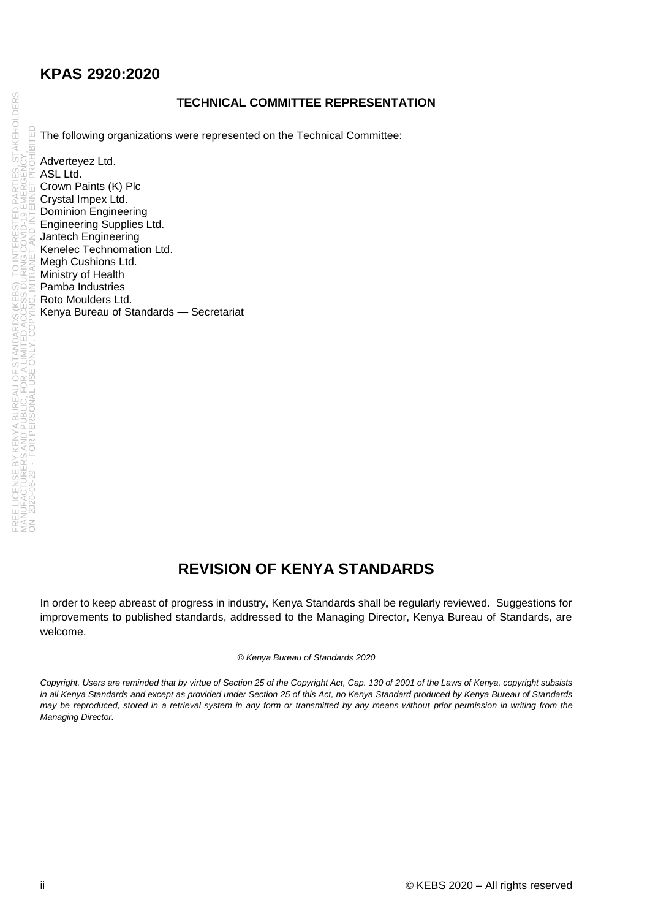## TECHNICAL COMMITTEE REPRESENTATION

The following organizations were represented on the Technical Committee:

Adverteyez Ltd.
ASL Ltd.
Crown Paints (K) Plc
Crystal Impex Ltd.
Dominion Engineering
Engineering Supplies Ltd.
Jantech Engineering
Kenelec Technomation Ltd.
Megh Cushions Ltd.
Ministry of Health
Pamba Industries
Roto Moulders Ltd.
Kenya Bureau of Standards — Secretariat

## REVISION OF KENYA STANDARDS

In order to keep abreast of progress in industry, Kenya Standards shall be regularly reviewed. Suggestions for improvements to published standards, addressed to the Managing Director, Kenya Bureau of Standards, are welcome.

*© Kenya Bureau of Standards 2020*

*Copyright. Users are reminded that by virtue of Section 25 of the Copyright Act, Cap. 130 of 2001 of the Laws of Kenya, copyright subsists in all Kenya Standards and except as provided under Section 25 of this Act, no Kenya Standard produced by Kenya Bureau of Standards may be reproduced, stored in a retrieval system in any form or transmitted by any means without prior permission in writing from the Managing Director.*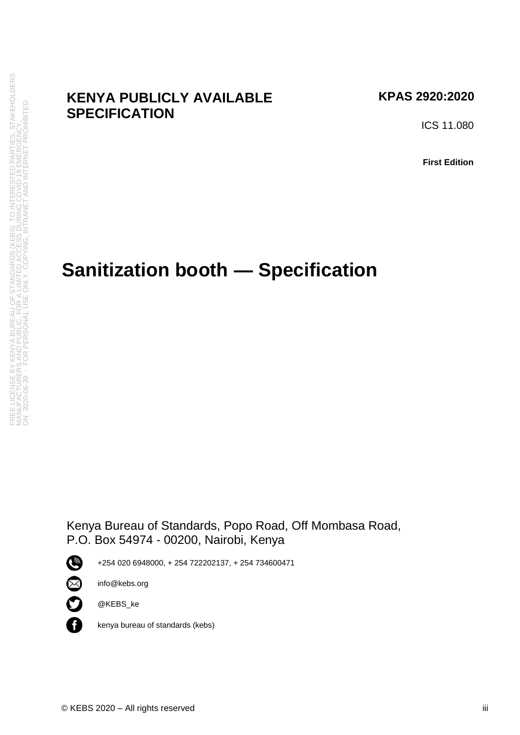**KENYA PUBLICLY AVAILABLE SPECIFICATION**

**KPAS 2920:2020**

ICS 11.080

**First Edition**

# Sanitization booth — Specification

Kenya Bureau of Standards, Popo Road, Off Mombasa Road,
P.O. Box 54974 - 00200, Nairobi, Kenya

+254 020 6948000, + 254 722202137, + 254 734600471

info@kebs.org

@KEBS_ke

kenya bureau of standards (kebs)

© KEBS 2020 – All rights reserved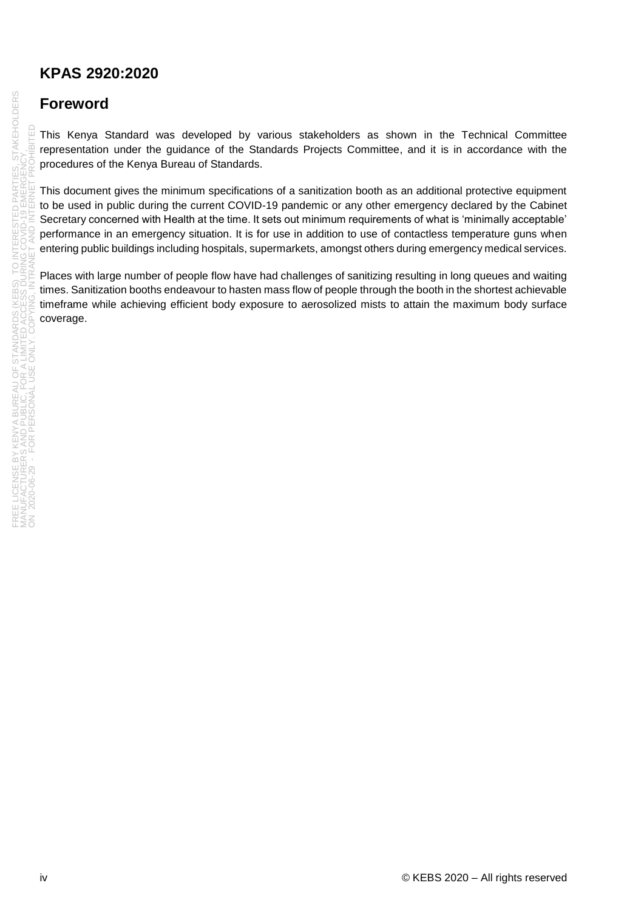## Foreword

This Kenya Standard was developed by various stakeholders as shown in the Technical Committee representation under the guidance of the Standards Projects Committee, and it is in accordance with the procedures of the Kenya Bureau of Standards.

This document gives the minimum specifications of a sanitization booth as an additional protective equipment to be used in public during the current COVID-19 pandemic or any other emergency declared by the Cabinet Secretary concerned with Health at the time. It sets out minimum requirements of what is 'minimally acceptable' performance in an emergency situation. It is for use in addition to use of contactless temperature guns when entering public buildings including hospitals, supermarkets, amongst others during emergency medical services.

Places with large number of people flow have had challenges of sanitizing resulting in long queues and waiting times. Sanitization booths endeavour to hasten mass flow of people through the booth in the shortest achievable timeframe while achieving efficient body exposure to aerosolized mists to attain the maximum body surface coverage.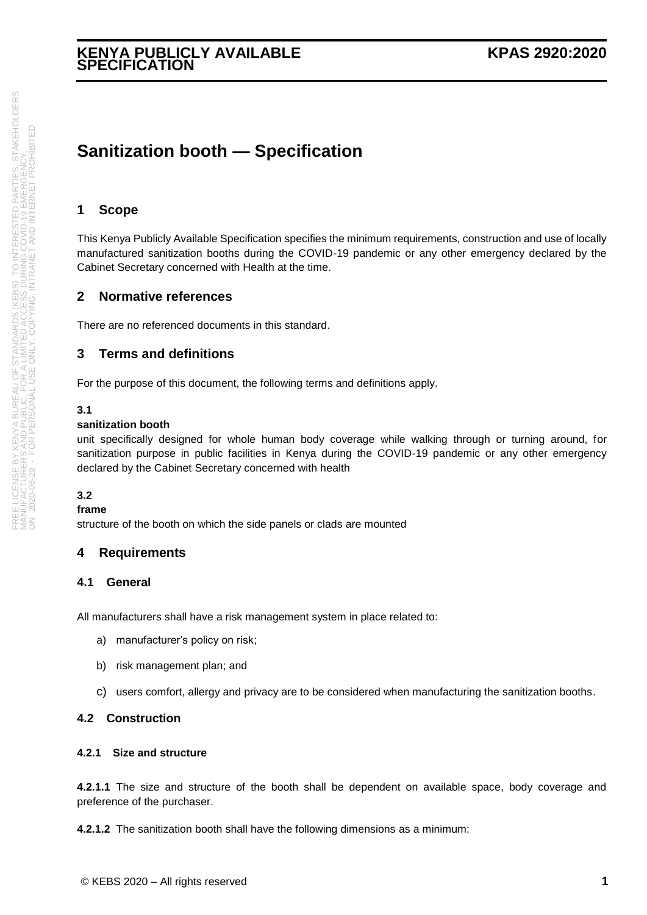# Sanitization booth — Specification

## 1 Scope

This Kenya Publicly Available Specification specifies the minimum requirements, construction and use of locally manufactured sanitization booths during the COVID-19 pandemic or any other emergency declared by the Cabinet Secretary concerned with Health at the time.

## 2 Normative references

There are no referenced documents in this standard.

## 3 Terms and definitions

For the purpose of this document, the following terms and definitions apply.

**3.1**

**sanitization booth**

unit specifically designed for whole human body coverage while walking through or turning around, for sanitization purpose in public facilities in Kenya during the COVID-19 pandemic or any other emergency declared by the Cabinet Secretary concerned with health

**3.2**

**frame**

structure of the booth on which the side panels or clads are mounted

## 4 Requirements

### 4.1 General

All manufacturers shall have a risk management system in place related to:

a) manufacturer's policy on risk;

b) risk management plan; and

c) users comfort, allergy and privacy are to be considered when manufacturing the sanitization booths.

### 4.2 Construction

#### 4.2.1 Size and structure

**4.2.1.1** The size and structure of the booth shall be dependent on available space, body coverage and preference of the purchaser.

**4.2.1.2** The sanitization booth shall have the following dimensions as a minimum: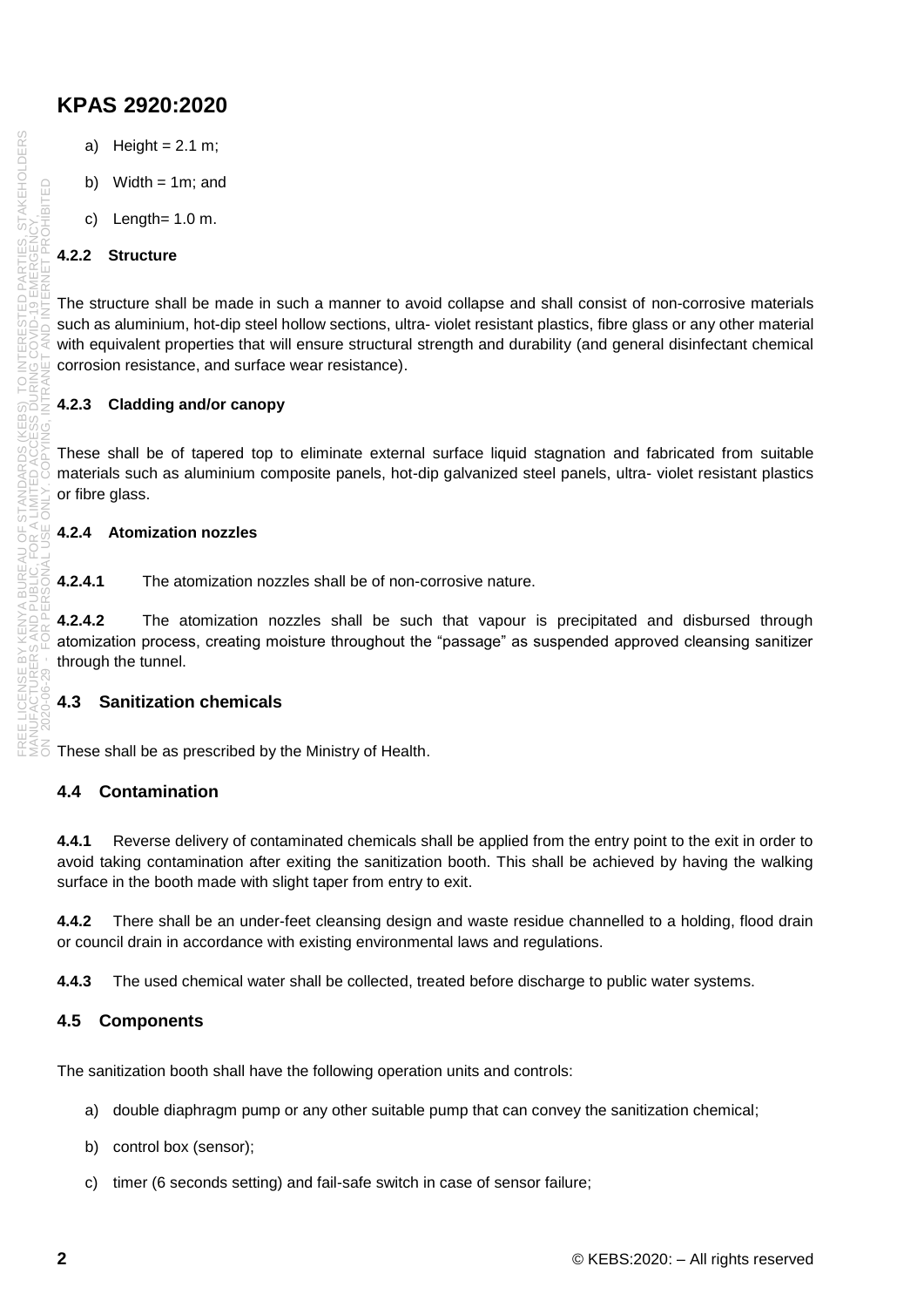a) Height = 2.1 m;

b) Width = 1m; and

c) Length= 1.0 m.

#### 4.2.2 Structure

The structure shall be made in such a manner to avoid collapse and shall consist of non-corrosive materials such as aluminium, hot-dip steel hollow sections, ultra- violet resistant plastics, fibre glass or any other material with equivalent properties that will ensure structural strength and durability (and general disinfectant chemical corrosion resistance, and surface wear resistance).

#### 4.2.3 Cladding and/or canopy

These shall be of tapered top to eliminate external surface liquid stagnation and fabricated from suitable materials such as aluminium composite panels, hot-dip galvanized steel panels, ultra- violet resistant plastics or fibre glass.

#### 4.2.4 Atomization nozzles

**4.2.4.1** The atomization nozzles shall be of non-corrosive nature.

**4.2.4.2** The atomization nozzles shall be such that vapour is precipitated and disbursed through atomization process, creating moisture throughout the "passage" as suspended approved cleansing sanitizer through the tunnel.

### 4.3 Sanitization chemicals

These shall be as prescribed by the Ministry of Health.

### 4.4 Contamination

**4.4.1** Reverse delivery of contaminated chemicals shall be applied from the entry point to the exit in order to avoid taking contamination after exiting the sanitization booth. This shall be achieved by having the walking surface in the booth made with slight taper from entry to exit.

**4.4.2** There shall be an under-feet cleansing design and waste residue channelled to a holding, flood drain or council drain in accordance with existing environmental laws and regulations.

**4.4.3** The used chemical water shall be collected, treated before discharge to public water systems.

### 4.5 Components

The sanitization booth shall have the following operation units and controls:

a) double diaphragm pump or any other suitable pump that can convey the sanitization chemical;

b) control box (sensor);

c) timer (6 seconds setting) and fail-safe switch in case of sensor failure;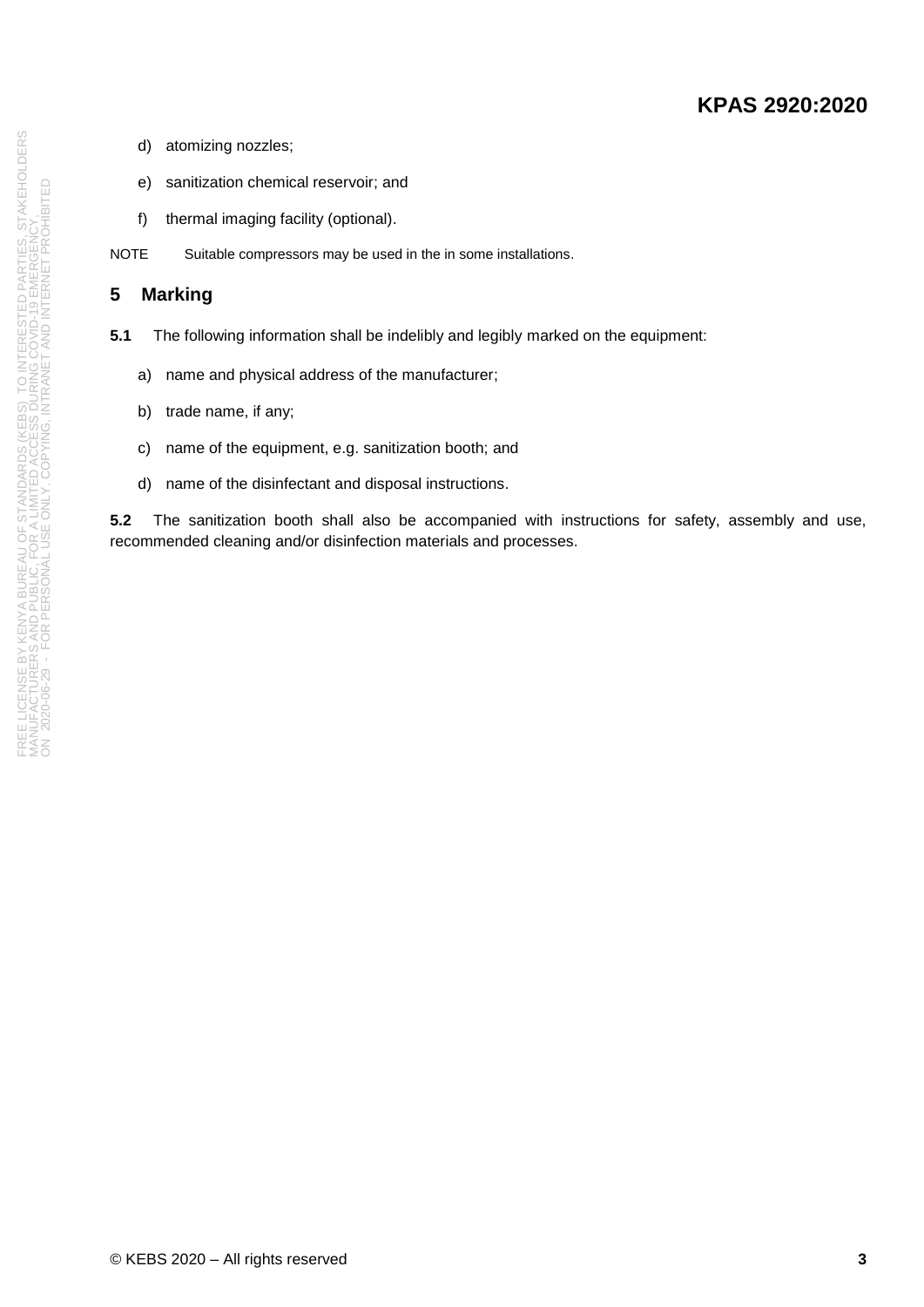d) atomizing nozzles;

e) sanitization chemical reservoir; and

f) thermal imaging facility (optional).

NOTE Suitable compressors may be used in the in some installations.

## 5 Marking

**5.1** The following information shall be indelibly and legibly marked on the equipment:

a) name and physical address of the manufacturer;

b) trade name, if any;

c) name of the equipment, e.g. sanitization booth; and

d) name of the disinfectant and disposal instructions.

**5.2** The sanitization booth shall also be accompanied with instructions for safety, assembly and use, recommended cleaning and/or disinfection materials and processes.